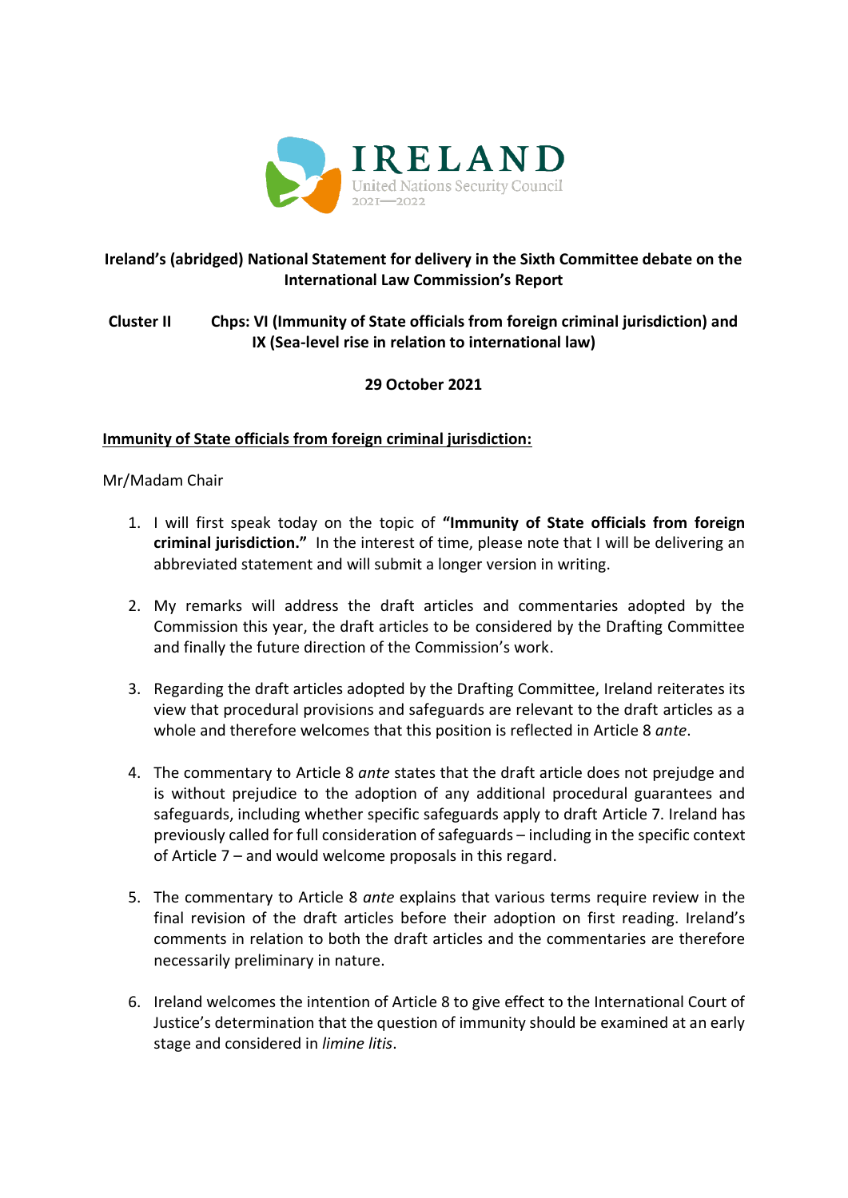IRELAND
United Nations Security Council
2021—2022

**Ireland's (abridged) National Statement for delivery in the Sixth Committee debate on the International Law Commission's Report**

**Cluster II Chps: VI (Immunity of State officials from foreign criminal jurisdiction) and IX (Sea-level rise in relation to international law)**

**29 October 2021**

**Immunity of State officials from foreign criminal jurisdiction:**

Mr/Madam Chair

1. I will first speak today on the topic of **"Immunity of State officials from foreign criminal jurisdiction."** In the interest of time, please note that I will be delivering an abbreviated statement and will submit a longer version in writing.

2. My remarks will address the draft articles and commentaries adopted by the Commission this year, the draft articles to be considered by the Drafting Committee and finally the future direction of the Commission's work.

3. Regarding the draft articles adopted by the Drafting Committee, Ireland reiterates its view that procedural provisions and safeguards are relevant to the draft articles as a whole and therefore welcomes that this position is reflected in Article 8 *ante*.

4. The commentary to Article 8 *ante* states that the draft article does not prejudge and is without prejudice to the adoption of any additional procedural guarantees and safeguards, including whether specific safeguards apply to draft Article 7. Ireland has previously called for full consideration of safeguards – including in the specific context of Article 7 – and would welcome proposals in this regard.

5. The commentary to Article 8 *ante* explains that various terms require review in the final revision of the draft articles before their adoption on first reading. Ireland's comments in relation to both the draft articles and the commentaries are therefore necessarily preliminary in nature.

6. Ireland welcomes the intention of Article 8 to give effect to the International Court of Justice's determination that the question of immunity should be examined at an early stage and considered in *limine litis*.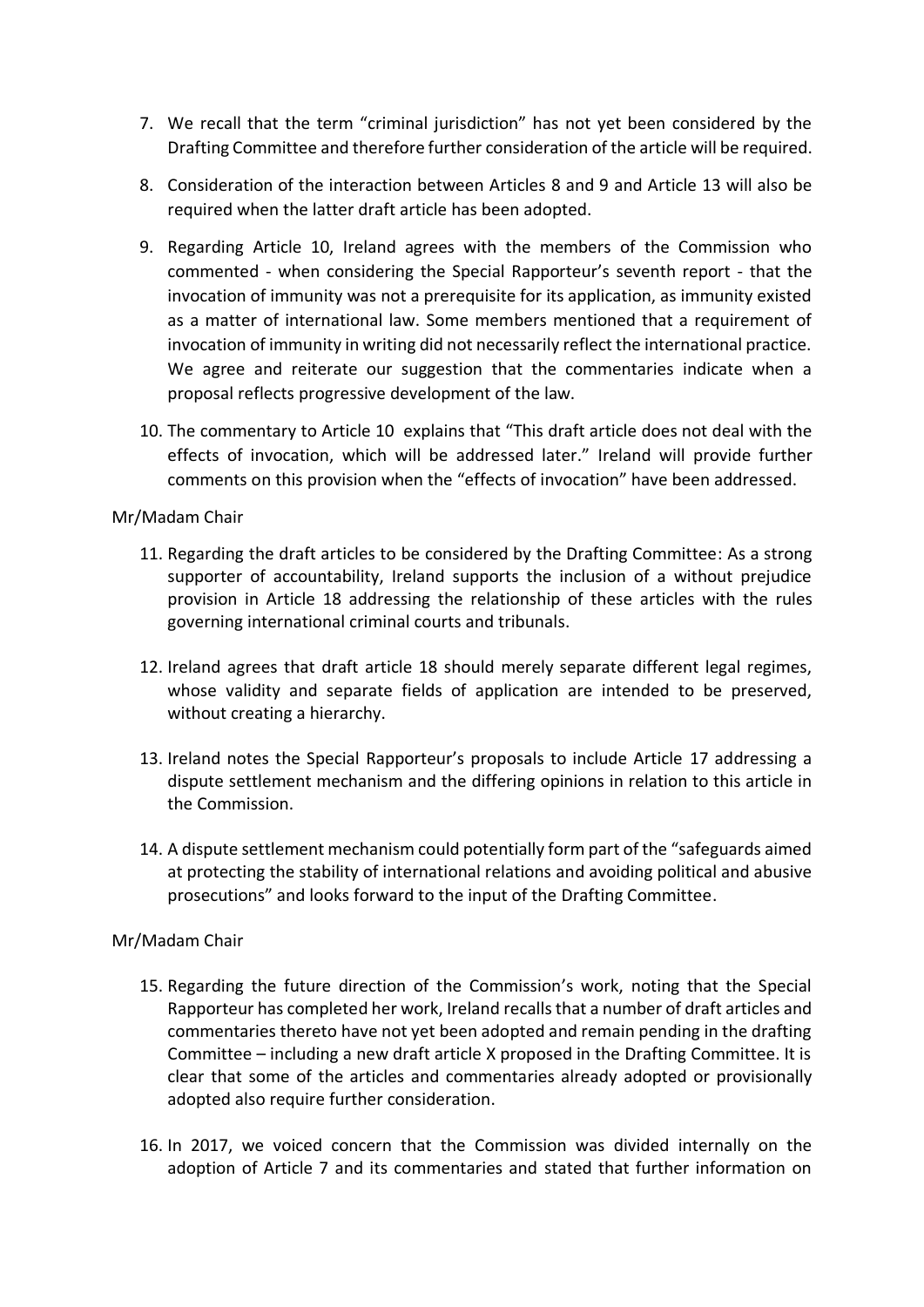7. We recall that the term "criminal jurisdiction" has not yet been considered by the Drafting Committee and therefore further consideration of the article will be required.

8. Consideration of the interaction between Articles 8 and 9 and Article 13 will also be required when the latter draft article has been adopted.

9. Regarding Article 10, Ireland agrees with the members of the Commission who commented - when considering the Special Rapporteur's seventh report - that the invocation of immunity was not a prerequisite for its application, as immunity existed as a matter of international law. Some members mentioned that a requirement of invocation of immunity in writing did not necessarily reflect the international practice. We agree and reiterate our suggestion that the commentaries indicate when a proposal reflects progressive development of the law.

10. The commentary to Article 10 explains that "This draft article does not deal with the effects of invocation, which will be addressed later." Ireland will provide further comments on this provision when the "effects of invocation" have been addressed.

Mr/Madam Chair

11. Regarding the draft articles to be considered by the Drafting Committee: As a strong supporter of accountability, Ireland supports the inclusion of a without prejudice provision in Article 18 addressing the relationship of these articles with the rules governing international criminal courts and tribunals.

12. Ireland agrees that draft article 18 should merely separate different legal regimes, whose validity and separate fields of application are intended to be preserved, without creating a hierarchy.

13. Ireland notes the Special Rapporteur's proposals to include Article 17 addressing a dispute settlement mechanism and the differing opinions in relation to this article in the Commission.

14. A dispute settlement mechanism could potentially form part of the "safeguards aimed at protecting the stability of international relations and avoiding political and abusive prosecutions" and looks forward to the input of the Drafting Committee.

Mr/Madam Chair

15. Regarding the future direction of the Commission's work, noting that the Special Rapporteur has completed her work, Ireland recalls that a number of draft articles and commentaries thereto have not yet been adopted and remain pending in the drafting Committee – including a new draft article X proposed in the Drafting Committee. It is clear that some of the articles and commentaries already adopted or provisionally adopted also require further consideration.

16. In 2017, we voiced concern that the Commission was divided internally on the adoption of Article 7 and its commentaries and stated that further information on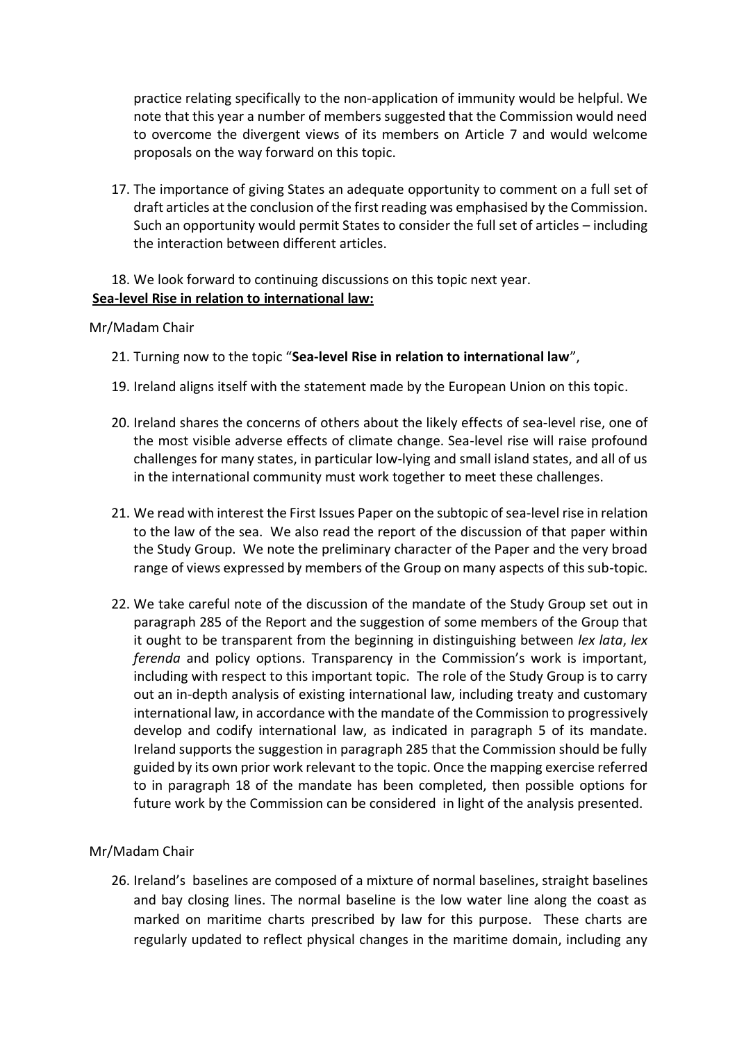practice relating specifically to the non-application of immunity would be helpful. We note that this year a number of members suggested that the Commission would need to overcome the divergent views of its members on Article 7 and would welcome proposals on the way forward on this topic.

17. The importance of giving States an adequate opportunity to comment on a full set of draft articles at the conclusion of the first reading was emphasised by the Commission. Such an opportunity would permit States to consider the full set of articles – including the interaction between different articles.

18. We look forward to continuing discussions on this topic next year.

**Sea-level Rise in relation to international law:**

Mr/Madam Chair

21. Turning now to the topic "**Sea-level Rise in relation to international law**",

19. Ireland aligns itself with the statement made by the European Union on this topic.

20. Ireland shares the concerns of others about the likely effects of sea-level rise, one of the most visible adverse effects of climate change. Sea-level rise will raise profound challenges for many states, in particular low-lying and small island states, and all of us in the international community must work together to meet these challenges.

21. We read with interest the First Issues Paper on the subtopic of sea-level rise in relation to the law of the sea. We also read the report of the discussion of that paper within the Study Group. We note the preliminary character of the Paper and the very broad range of views expressed by members of the Group on many aspects of this sub-topic.

22. We take careful note of the discussion of the mandate of the Study Group set out in paragraph 285 of the Report and the suggestion of some members of the Group that it ought to be transparent from the beginning in distinguishing between *lex lata*, *lex ferenda* and policy options. Transparency in the Commission's work is important, including with respect to this important topic. The role of the Study Group is to carry out an in-depth analysis of existing international law, including treaty and customary international law, in accordance with the mandate of the Commission to progressively develop and codify international law, as indicated in paragraph 5 of its mandate. Ireland supports the suggestion in paragraph 285 that the Commission should be fully guided by its own prior work relevant to the topic. Once the mapping exercise referred to in paragraph 18 of the mandate has been completed, then possible options for future work by the Commission can be considered in light of the analysis presented.

Mr/Madam Chair

26. Ireland's baselines are composed of a mixture of normal baselines, straight baselines and bay closing lines. The normal baseline is the low water line along the coast as marked on maritime charts prescribed by law for this purpose. These charts are regularly updated to reflect physical changes in the maritime domain, including any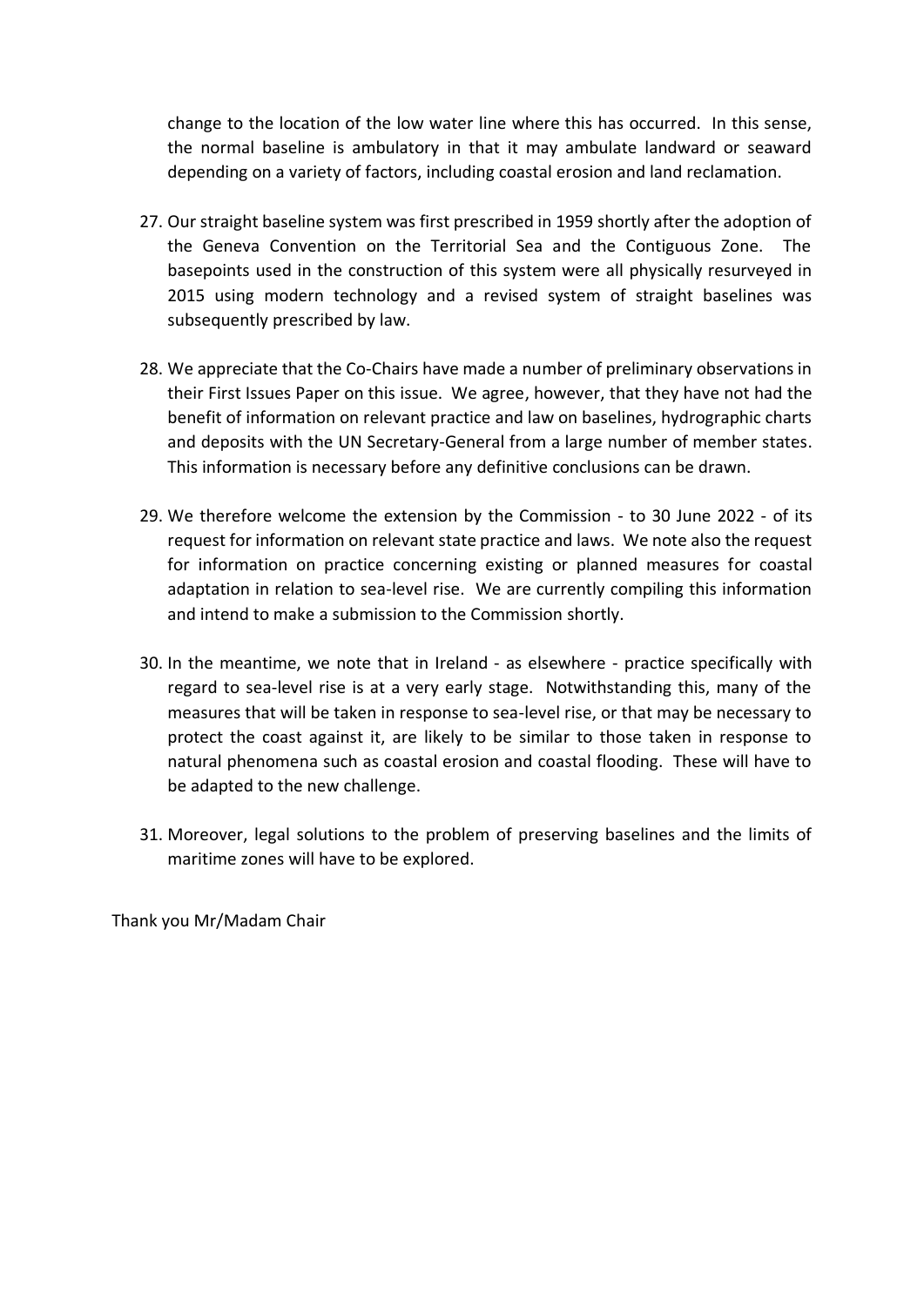change to the location of the low water line where this has occurred. In this sense, the normal baseline is ambulatory in that it may ambulate landward or seaward depending on a variety of factors, including coastal erosion and land reclamation.

27. Our straight baseline system was first prescribed in 1959 shortly after the adoption of the Geneva Convention on the Territorial Sea and the Contiguous Zone. The basepoints used in the construction of this system were all physically resurveyed in 2015 using modern technology and a revised system of straight baselines was subsequently prescribed by law.

28. We appreciate that the Co-Chairs have made a number of preliminary observations in their First Issues Paper on this issue. We agree, however, that they have not had the benefit of information on relevant practice and law on baselines, hydrographic charts and deposits with the UN Secretary-General from a large number of member states. This information is necessary before any definitive conclusions can be drawn.

29. We therefore welcome the extension by the Commission - to 30 June 2022 - of its request for information on relevant state practice and laws. We note also the request for information on practice concerning existing or planned measures for coastal adaptation in relation to sea-level rise. We are currently compiling this information and intend to make a submission to the Commission shortly.

30. In the meantime, we note that in Ireland - as elsewhere - practice specifically with regard to sea-level rise is at a very early stage. Notwithstanding this, many of the measures that will be taken in response to sea-level rise, or that may be necessary to protect the coast against it, are likely to be similar to those taken in response to natural phenomena such as coastal erosion and coastal flooding. These will have to be adapted to the new challenge.

31. Moreover, legal solutions to the problem of preserving baselines and the limits of maritime zones will have to be explored.

Thank you Mr/Madam Chair